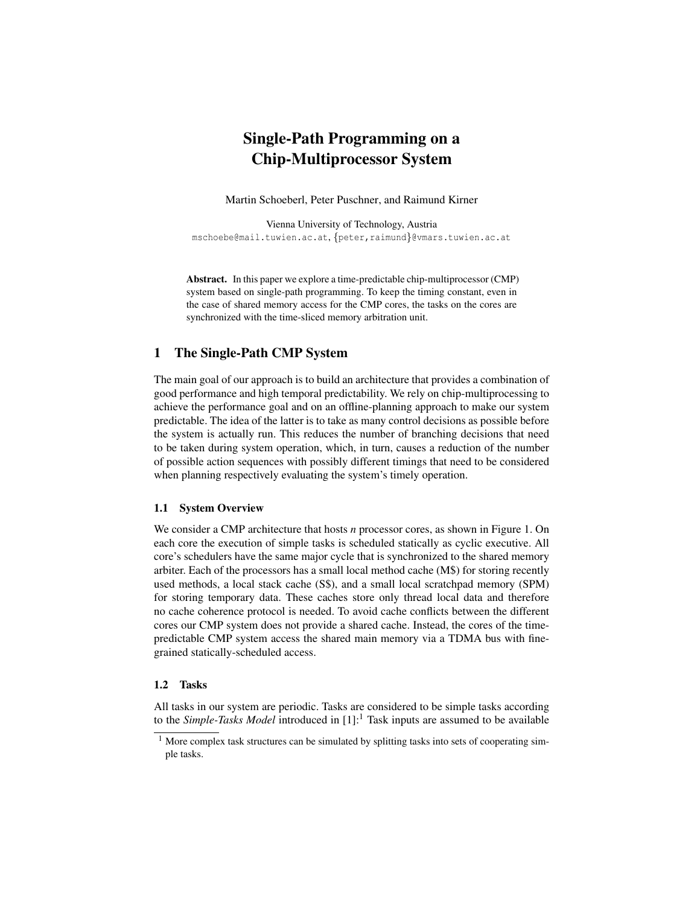# Single-Path Programming on a Chip-Multiprocessor System

Martin Schoeberl, Peter Puschner, and Raimund Kirner

Vienna University of Technology, Austria
mschoebe@mail.tuwien.ac.at, {peter,raimund}@vmars.tuwien.ac.at

**Abstract.** In this paper we explore a time-predictable chip-multiprocessor (CMP) system based on single-path programming. To keep the timing constant, even in the case of shared memory access for the CMP cores, the tasks on the cores are synchronized with the time-sliced memory arbitration unit.

## 1 The Single-Path CMP System

The main goal of our approach is to build an architecture that provides a combination of good performance and high temporal predictability. We rely on chip-multiprocessing to achieve the performance goal and on an offline-planning approach to make our system predictable. The idea of the latter is to take as many control decisions as possible before the system is actually run. This reduces the number of branching decisions that need to be taken during system operation, which, in turn, causes a reduction of the number of possible action sequences with possibly different timings that need to be considered when planning respectively evaluating the system's timely operation.

### 1.1 System Overview

We consider a CMP architecture that hosts *n* processor cores, as shown in Figure 1. On each core the execution of simple tasks is scheduled statically as cyclic executive. All core's schedulers have the same major cycle that is synchronized to the shared memory arbiter. Each of the processors has a small local method cache (M$) for storing recently used methods, a local stack cache (S$), and a small local scratchpad memory (SPM) for storing temporary data. These caches store only thread local data and therefore no cache coherence protocol is needed. To avoid cache conflicts between the different cores our CMP system does not provide a shared cache. Instead, the cores of the time-predictable CMP system access the shared main memory via a TDMA bus with fine-grained statically-scheduled access.

### 1.2 Tasks

All tasks in our system are periodic. Tasks are considered to be simple tasks according to the *Simple-Tasks Model* introduced in [1]:[1] Task inputs are assumed to be available

[1] More complex task structures can be simulated by splitting tasks into sets of cooperating simple tasks.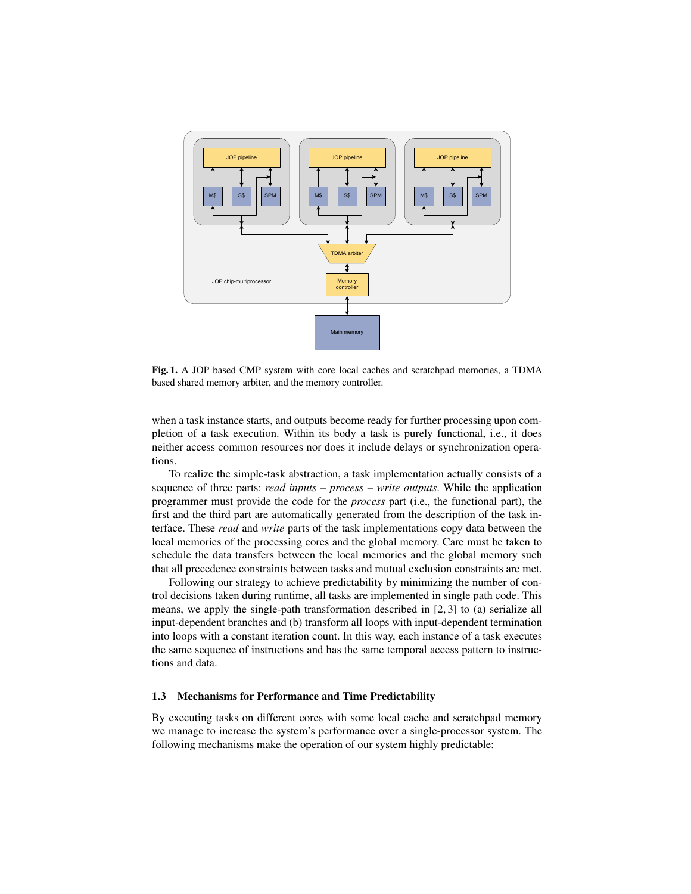**Fig. 1.** A JOP based CMP system with core local caches and scratchpad memories, a TDMA based shared memory arbiter, and the memory controller.

when a task instance starts, and outputs become ready for further processing upon completion of a task execution. Within its body a task is purely functional, i.e., it does neither access common resources nor does it include delays or synchronization operations.

To realize the simple-task abstraction, a task implementation actually consists of a sequence of three parts: *read inputs – process – write outputs*. While the application programmer must provide the code for the *process* part (i.e., the functional part), the first and the third part are automatically generated from the description of the task interface. These *read* and *write* parts of the task implementations copy data between the local memories of the processing cores and the global memory. Care must be taken to schedule the data transfers between the local memories and the global memory such that all precedence constraints between tasks and mutual exclusion constraints are met.

Following our strategy to achieve predictability by minimizing the number of control decisions taken during runtime, all tasks are implemented in single path code. This means, we apply the single-path transformation described in [2, 3] to (a) serialize all input-dependent branches and (b) transform all loops with input-dependent termination into loops with a constant iteration count. In this way, each instance of a task executes the same sequence of instructions and has the same temporal access pattern to instructions and data.

### 1.3 Mechanisms for Performance and Time Predictability

By executing tasks on different cores with some local cache and scratchpad memory we manage to increase the system's performance over a single-processor system. The following mechanisms make the operation of our system highly predictable: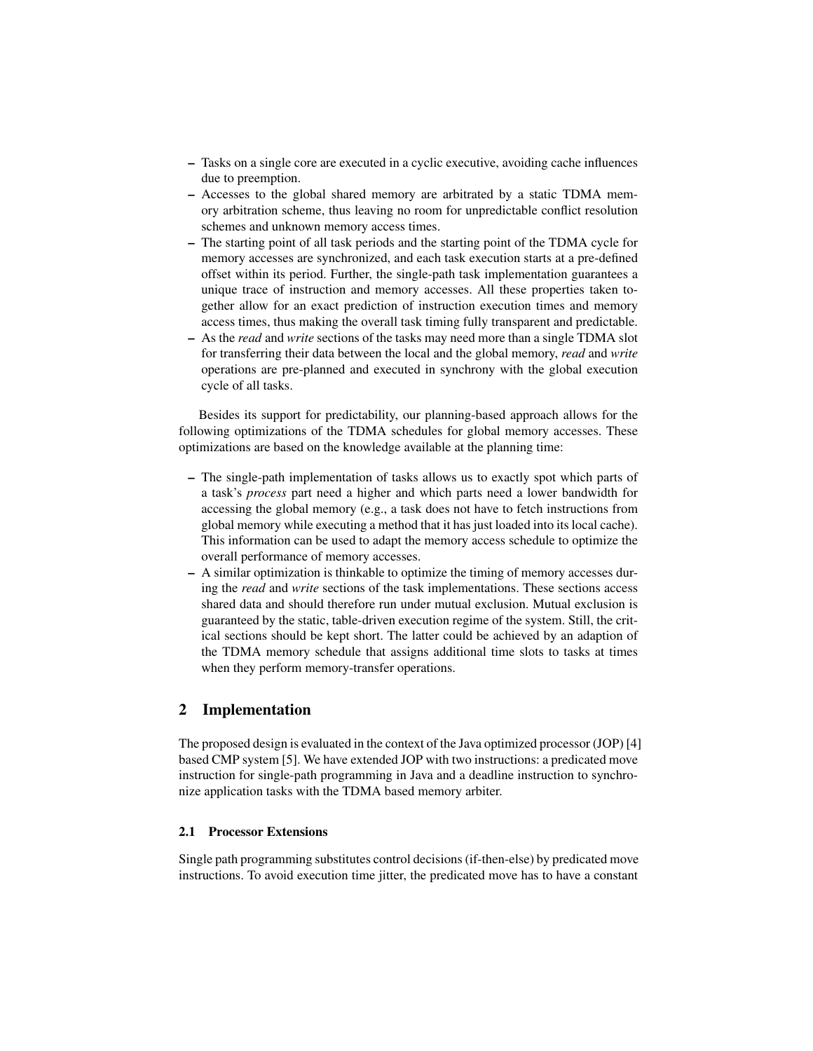- Tasks on a single core are executed in a cyclic executive, avoiding cache influences due to preemption.
- Accesses to the global shared memory are arbitrated by a static TDMA memory arbitration scheme, thus leaving no room for unpredictable conflict resolution schemes and unknown memory access times.
- The starting point of all task periods and the starting point of the TDMA cycle for memory accesses are synchronized, and each task execution starts at a pre-defined offset within its period. Further, the single-path task implementation guarantees a unique trace of instruction and memory accesses. All these properties taken together allow for an exact prediction of instruction execution times and memory access times, thus making the overall task timing fully transparent and predictable.
- As the *read* and *write* sections of the tasks may need more than a single TDMA slot for transferring their data between the local and the global memory, *read* and *write* operations are pre-planned and executed in synchrony with the global execution cycle of all tasks.

Besides its support for predictability, our planning-based approach allows for the following optimizations of the TDMA schedules for global memory accesses. These optimizations are based on the knowledge available at the planning time:

- The single-path implementation of tasks allows us to exactly spot which parts of a task's *process* part need a higher and which parts need a lower bandwidth for accessing the global memory (e.g., a task does not have to fetch instructions from global memory while executing a method that it has just loaded into its local cache). This information can be used to adapt the memory access schedule to optimize the overall performance of memory accesses.
- A similar optimization is thinkable to optimize the timing of memory accesses during the *read* and *write* sections of the task implementations. These sections access shared data and should therefore run under mutual exclusion. Mutual exclusion is guaranteed by the static, table-driven execution regime of the system. Still, the critical sections should be kept short. The latter could be achieved by an adaption of the TDMA memory schedule that assigns additional time slots to tasks at times when they perform memory-transfer operations.

## 2 Implementation

The proposed design is evaluated in the context of the Java optimized processor (JOP) [4] based CMP system [5]. We have extended JOP with two instructions: a predicated move instruction for single-path programming in Java and a deadline instruction to synchronize application tasks with the TDMA based memory arbiter.

### 2.1 Processor Extensions

Single path programming substitutes control decisions (if-then-else) by predicated move instructions. To avoid execution time jitter, the predicated move has to have a constant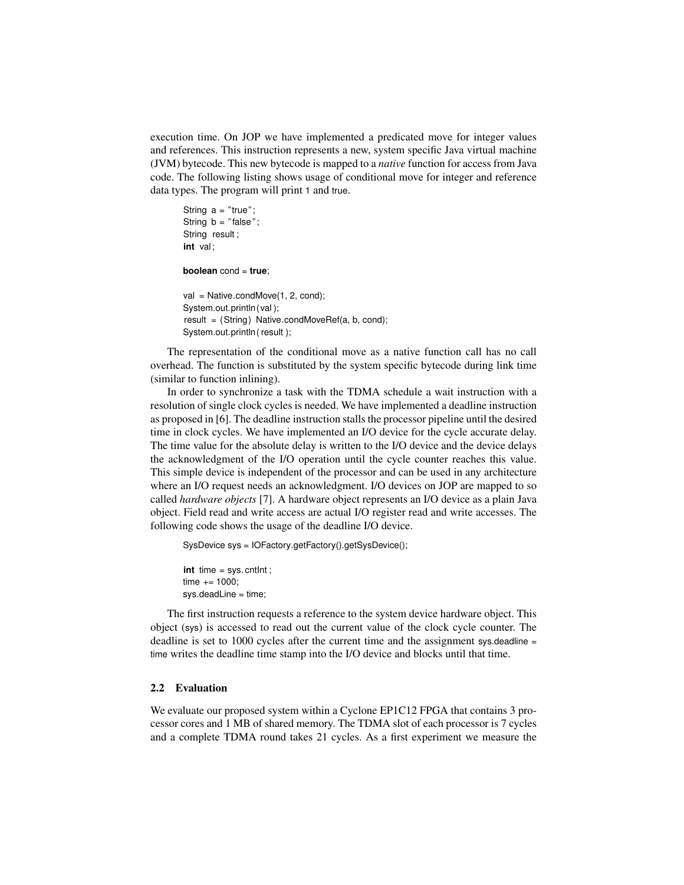execution time. On JOP we have implemented a predicated move for integer values and references. This instruction represents a new, system specific Java virtual machine (JVM) bytecode. This new bytecode is mapped to a *native* function for access from Java code. The following listing shows usage of conditional move for integer and reference data types. The program will print 1 and true.

```
String a = "true";
String b = "false";
String result;
int val;

boolean cond = true;

val = Native.condMove(1, 2, cond);
System.out.println(val);
result = (String) Native.condMoveRef(a, b, cond);
System.out.println(result);
```

The representation of the conditional move as a native function call has no call overhead. The function is substituted by the system specific bytecode during link time (similar to function inlining).

In order to synchronize a task with the TDMA schedule a wait instruction with a resolution of single clock cycles is needed. We have implemented a deadline instruction as proposed in [6]. The deadline instruction stalls the processor pipeline until the desired time in clock cycles. We have implemented an I/O device for the cycle accurate delay. The time value for the absolute delay is written to the I/O device and the device delays the acknowledgment of the I/O operation until the cycle counter reaches this value. This simple device is independent of the processor and can be used in any architecture where an I/O request needs an acknowledgment. I/O devices on JOP are mapped to so called *hardware objects* [7]. A hardware object represents an I/O device as a plain Java object. Field read and write access are actual I/O register read and write accesses. The following code shows the usage of the deadline I/O device.

```
SysDevice sys = IOFactory.getFactory().getSysDevice();

int time = sys.cntInt;
time += 1000;
sys.deadLine = time;
```

The first instruction requests a reference to the system device hardware object. This object (sys) is accessed to read out the current value of the clock cycle counter. The deadline is set to 1000 cycles after the current time and the assignment sys.deadline = time writes the deadline time stamp into the I/O device and blocks until that time.

### 2.2 Evaluation

We evaluate our proposed system within a Cyclone EP1C12 FPGA that contains 3 processor cores and 1 MB of shared memory. The TDMA slot of each processor is 7 cycles and a complete TDMA round takes 21 cycles. As a first experiment we measure the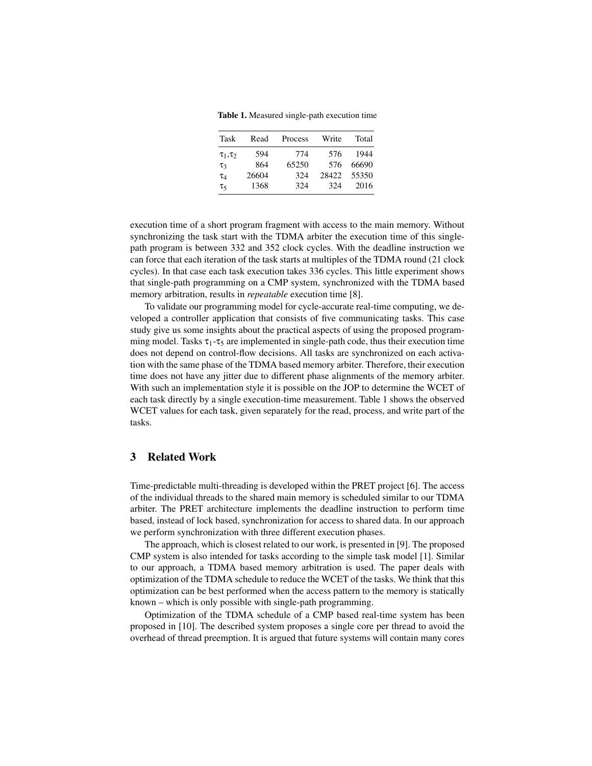**Table 1.** Measured single-path execution time

| Task | Read | Process | Write | Total |
|---|---|---|---|---|
| $\tau_1$,$\tau_2$ | 594 | 774 | 576 | 1944 |
| $\tau_3$ | 864 | 65250 | 576 | 66690 |
| $\tau_4$ | 26604 | 324 | 28422 | 55350 |
| $\tau_5$ | 1368 | 324 | 324 | 2016 |

execution time of a short program fragment with access to the main memory. Without synchronizing the task start with the TDMA arbiter the execution time of this single-path program is between 332 and 352 clock cycles. With the deadline instruction we can force that each iteration of the task starts at multiples of the TDMA round (21 clock cycles). In that case each task execution takes 336 cycles. This little experiment shows that single-path programming on a CMP system, synchronized with the TDMA based memory arbitration, results in *repeatable* execution time [8].

To validate our programming model for cycle-accurate real-time computing, we developed a controller application that consists of five communicating tasks. This case study give us some insights about the practical aspects of using the proposed programming model. Tasks $\tau_1$-$\tau_5$ are implemented in single-path code, thus their execution time does not depend on control-flow decisions. All tasks are synchronized on each activation with the same phase of the TDMA based memory arbiter. Therefore, their execution time does not have any jitter due to different phase alignments of the memory arbiter. With such an implementation style it is possible on the JOP to determine the WCET of each task directly by a single execution-time measurement. Table 1 shows the observed WCET values for each task, given separately for the read, process, and write part of the tasks.

## 3 Related Work

Time-predictable multi-threading is developed within the PRET project [6]. The access of the individual threads to the shared main memory is scheduled similar to our TDMA arbiter. The PRET architecture implements the deadline instruction to perform time based, instead of lock based, synchronization for access to shared data. In our approach we perform synchronization with three different execution phases.

The approach, which is closest related to our work, is presented in [9]. The proposed CMP system is also intended for tasks according to the simple task model [1]. Similar to our approach, a TDMA based memory arbitration is used. The paper deals with optimization of the TDMA schedule to reduce the WCET of the tasks. We think that this optimization can be best performed when the access pattern to the memory is statically known – which is only possible with single-path programming.

Optimization of the TDMA schedule of a CMP based real-time system has been proposed in [10]. The described system proposes a single core per thread to avoid the overhead of thread preemption. It is argued that future systems will contain many cores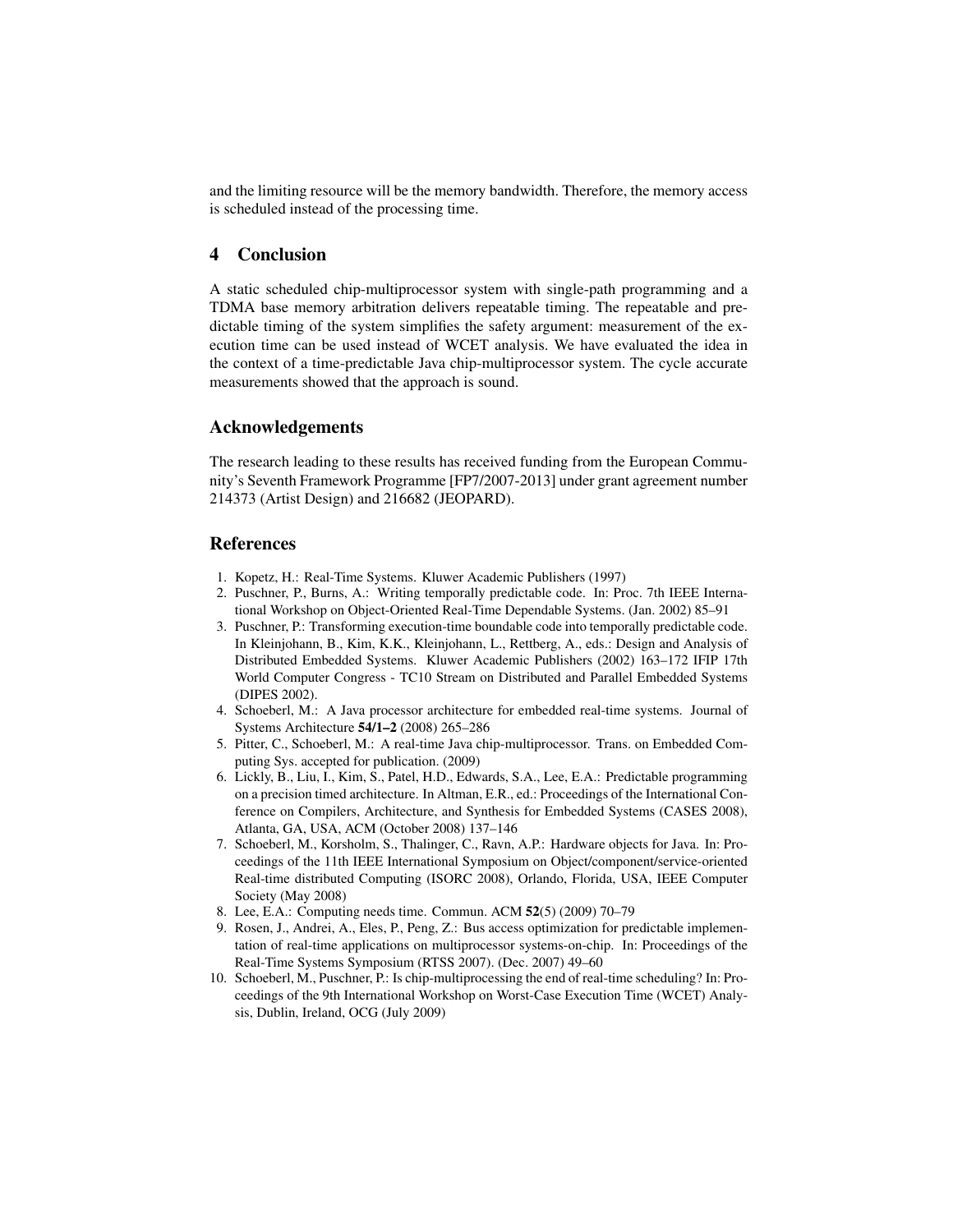and the limiting resource will be the memory bandwidth. Therefore, the memory access is scheduled instead of the processing time.

## 4 Conclusion

A static scheduled chip-multiprocessor system with single-path programming and a TDMA base memory arbitration delivers repeatable timing. The repeatable and predictable timing of the system simplifies the safety argument: measurement of the execution time can be used instead of WCET analysis. We have evaluated the idea in the context of a time-predictable Java chip-multiprocessor system. The cycle accurate measurements showed that the approach is sound.

## Acknowledgements

The research leading to these results has received funding from the European Community's Seventh Framework Programme [FP7/2007-2013] under grant agreement number 214373 (Artist Design) and 216682 (JEOPARD).

## References

1. Kopetz, H.: Real-Time Systems. Kluwer Academic Publishers (1997)
2. Puschner, P., Burns, A.: Writing temporally predictable code. In: Proc. 7th IEEE International Workshop on Object-Oriented Real-Time Dependable Systems. (Jan. 2002) 85–91
3. Puschner, P.: Transforming execution-time boundable code into temporally predictable code. In Kleinjohann, B., Kim, K.K., Kleinjohann, L., Rettberg, A., eds.: Design and Analysis of Distributed Embedded Systems. Kluwer Academic Publishers (2002) 163–172 IFIP 17th World Computer Congress - TC10 Stream on Distributed and Parallel Embedded Systems (DIPES 2002).
4. Schoeberl, M.: A Java processor architecture for embedded real-time systems. Journal of Systems Architecture **54/1–2** (2008) 265–286
5. Pitter, C., Schoeberl, M.: A real-time Java chip-multiprocessor. Trans. on Embedded Computing Sys. accepted for publication. (2009)
6. Lickly, B., Liu, I., Kim, S., Patel, H.D., Edwards, S.A., Lee, E.A.: Predictable programming on a precision timed architecture. In Altman, E.R., ed.: Proceedings of the International Conference on Compilers, Architecture, and Synthesis for Embedded Systems (CASES 2008), Atlanta, GA, USA, ACM (October 2008) 137–146
7. Schoeberl, M., Korsholm, S., Thalinger, C., Ravn, A.P.: Hardware objects for Java. In: Proceedings of the 11th IEEE International Symposium on Object/component/service-oriented Real-time distributed Computing (ISORC 2008), Orlando, Florida, USA, IEEE Computer Society (May 2008)
8. Lee, E.A.: Computing needs time. Commun. ACM **52**(5) (2009) 70–79
9. Rosen, J., Andrei, A., Eles, P., Peng, Z.: Bus access optimization for predictable implementation of real-time applications on multiprocessor systems-on-chip. In: Proceedings of the Real-Time Systems Symposium (RTSS 2007). (Dec. 2007) 49–60
10. Schoeberl, M., Puschner, P.: Is chip-multiprocessing the end of real-time scheduling? In: Proceedings of the 9th International Workshop on Worst-Case Execution Time (WCET) Analysis, Dublin, Ireland, OCG (July 2009)